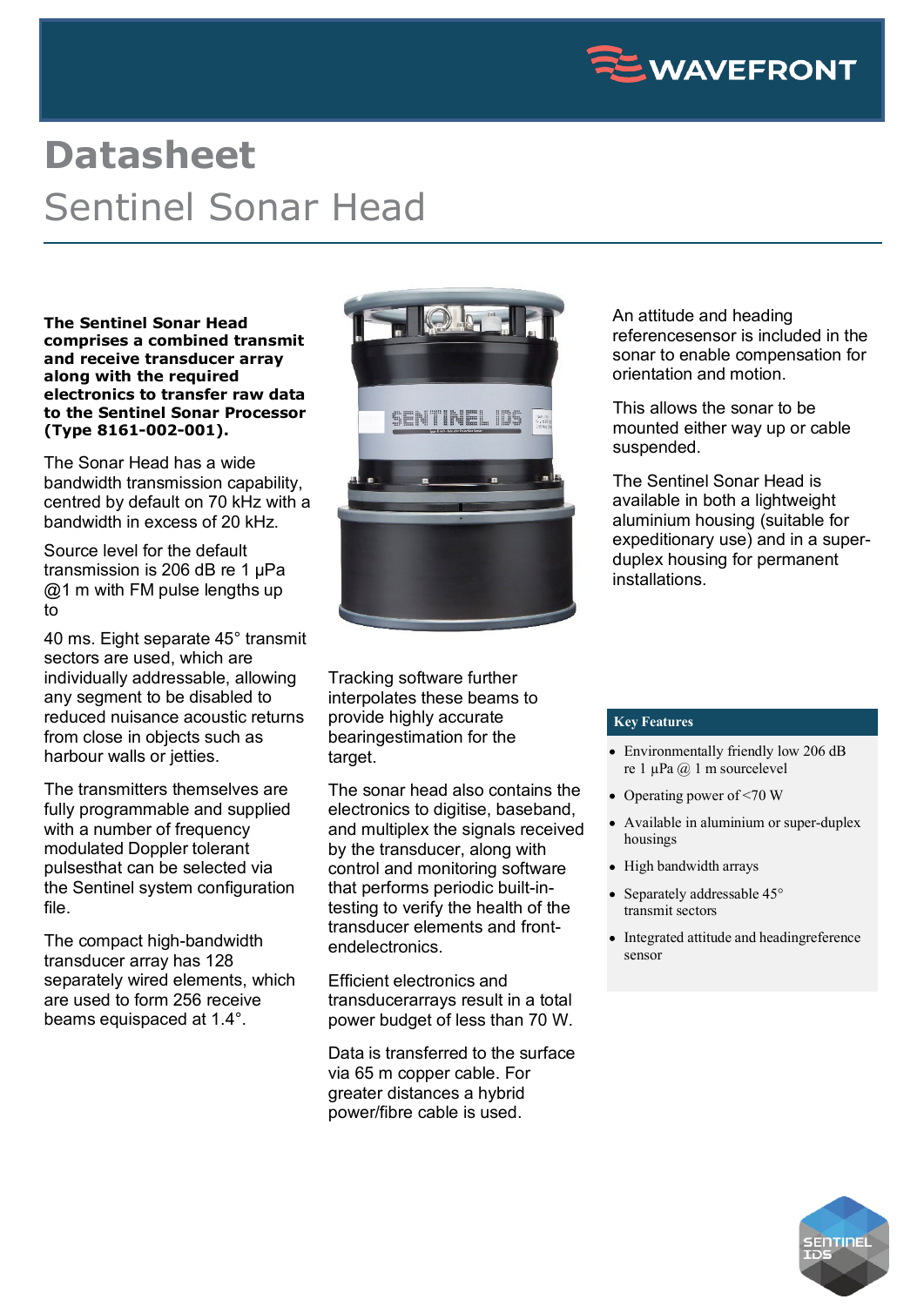# Datasheet

## Sentinel Sonar Head

**The Sentinel Sonar Head comprises a combined transmit and receive transducer array along with the required electronics to transfer raw data to the Sentinel Sonar Processor (Type 8161-002-001).**

The Sonar Head has a wide bandwidth transmission capability, centred by default on 70 kHz with a bandwidth in excess of 20 kHz.

Source level for the default transmission is 206 dB re 1 µPa @1 m with FM pulse lengths up to

40 ms. Eight separate 45° transmit sectors are used, which are individually addressable, allowing any segment to be disabled to reduced nuisance acoustic returns from close in objects such as harbour walls or jetties.

The transmitters themselves are fully programmable and supplied with a number of frequency modulated Doppler tolerant pulsesthat can be selected via the Sentinel system configuration file.

The compact high-bandwidth transducer array has 128 separately wired elements, which are used to form 256 receive beams equispaced at 1.4°.

Tracking software further interpolates these beams to provide highly accurate bearingestimation for the target.

The sonar head also contains the electronics to digitise, baseband, and multiplex the signals received by the transducer, along with control and monitoring software that performs periodic built-in-testing to verify the health of the transducer elements and front-endelectronics.

Efficient electronics and transducerarrays result in a total power budget of less than 70 W.

Data is transferred to the surface via 65 m copper cable. For greater distances a hybrid power/fibre cable is used.

An attitude and heading referencesensor is included in the sonar to enable compensation for orientation and motion.

This allows the sonar to be mounted either way up or cable suspended.

The Sentinel Sonar Head is available in both a lightweight aluminium housing (suitable for expeditionary use) and in a super-duplex housing for permanent installations.

### Key Features

- Environmentally friendly low 206 dB re 1 µPa @ 1 m sourcelevel
- Operating power of <70 W
- Available in aluminium or super-duplex housings
- High bandwidth arrays
- Separately addressable 45° transmit sectors
- Integrated attitude and headingreference sensor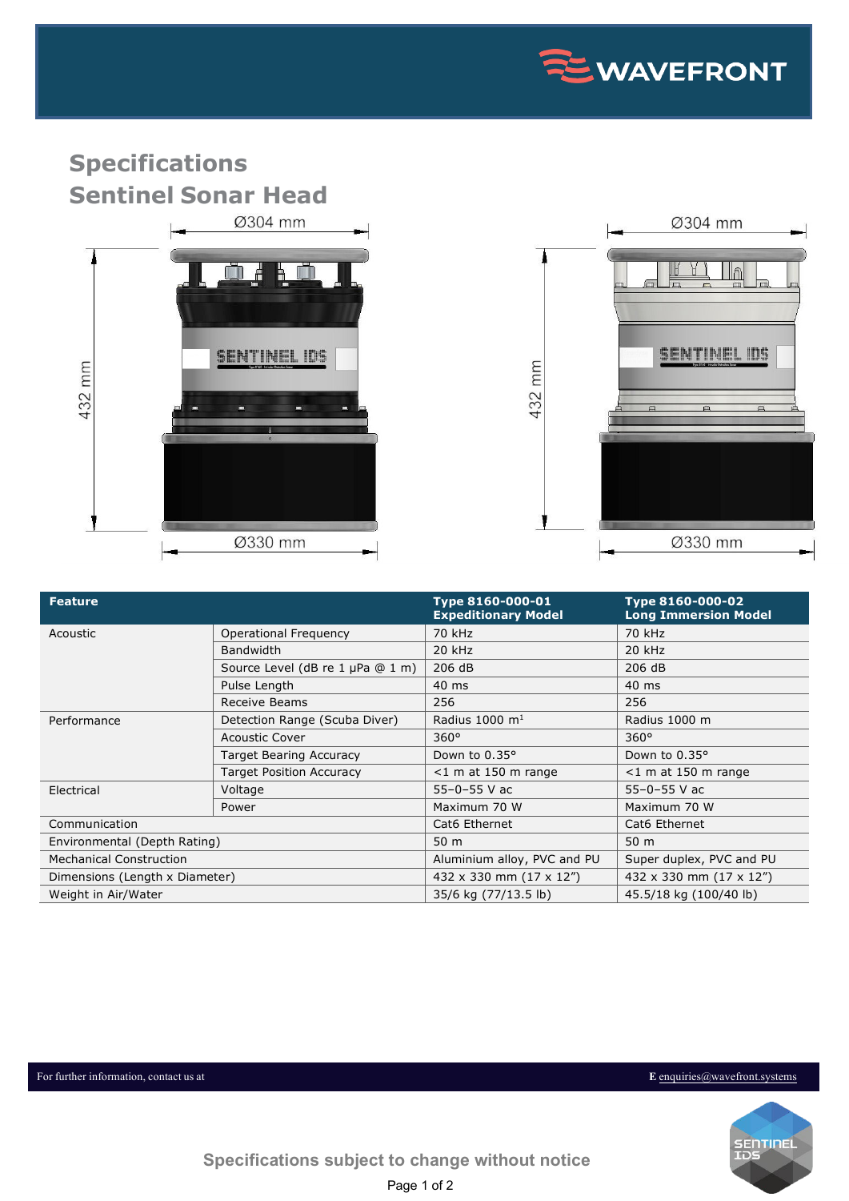# Specifications

## Sentinel Sonar Head

Ø304 mm

432 mm

Ø330 mm

Ø304 mm

432 mm

Ø330 mm

| Feature | | Type 8160-000-01 Expeditionary Model | Type 8160-000-02 Long Immersion Model |
|---|---|---|---|
| Acoustic | Operational Frequency | 70 kHz | 70 kHz |
| | Bandwidth | 20 kHz | 20 kHz |
| | Source Level (dB re 1 μPa @ 1 m) | 206 dB | 206 dB |
| | Pulse Length | 40 ms | 40 ms |
| | Receive Beams | 256 | 256 |
| Performance | Detection Range (Scuba Diver) | Radius 1000 m[1] | Radius 1000 m |
| | Acoustic Cover | 360° | 360° |
| | Target Bearing Accuracy | Down to 0.35° | Down to 0.35° |
| | Target Position Accuracy | <1 m at 150 m range | <1 m at 150 m range |
| Electrical | Voltage | 55–0–55 V ac | 55–0–55 V ac |
| | Power | Maximum 70 W | Maximum 70 W |
| Communication | | Cat6 Ethernet | Cat6 Ethernet |
| Environmental (Depth Rating) | | 50 m | 50 m |
| Mechanical Construction | | Aluminium alloy, PVC and PU | Super duplex, PVC and PU |
| Dimensions (Length x Diameter) | | 432 x 330 mm (17 x 12”) | 432 x 330 mm (17 x 12”) |
| Weight in Air/Water | | 35/6 kg (77/13.5 lb) | 45.5/18 kg (100/40 lb) |

For further information, contact us at **E** enquiries@wavefront.systems

Specifications subject to change without notice